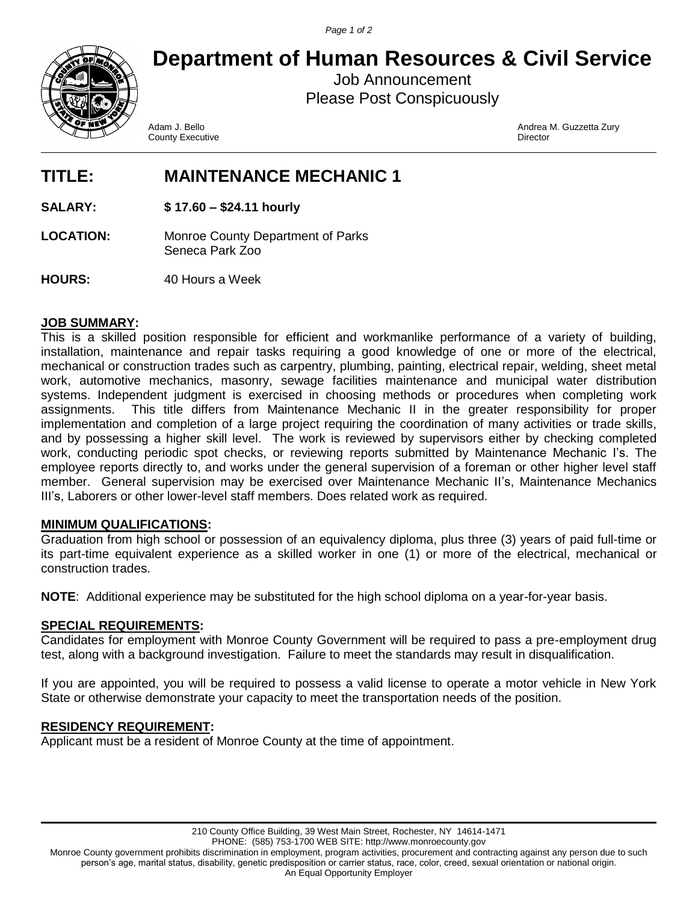# Department of Human Resources & Civil Service

Job Announcement
Please Post Conspicuously

Adam J. Bello
County Executive

Andrea M. Guzzetta Zury
Director

## TITLE: MAINTENANCE MECHANIC 1

**SALARY:** **$ 17.60 – $24.11 hourly**

**LOCATION:** Monroe County Department of Parks
Seneca Park Zoo

**HOURS:** 40 Hours a Week

### JOB SUMMARY:

This is a skilled position responsible for efficient and workmanlike performance of a variety of building, installation, maintenance and repair tasks requiring a good knowledge of one or more of the electrical, mechanical or construction trades such as carpentry, plumbing, painting, electrical repair, welding, sheet metal work, automotive mechanics, masonry, sewage facilities maintenance and municipal water distribution systems. Independent judgment is exercised in choosing methods or procedures when completing work assignments. This title differs from Maintenance Mechanic II in the greater responsibility for proper implementation and completion of a large project requiring the coordination of many activities or trade skills, and by possessing a higher skill level. The work is reviewed by supervisors either by checking completed work, conducting periodic spot checks, or reviewing reports submitted by Maintenance Mechanic I's. The employee reports directly to, and works under the general supervision of a foreman or other higher level staff member. General supervision may be exercised over Maintenance Mechanic II's, Maintenance Mechanics III's, Laborers or other lower-level staff members. Does related work as required.

### MINIMUM QUALIFICATIONS:

Graduation from high school or possession of an equivalency diploma, plus three (3) years of paid full-time or its part-time equivalent experience as a skilled worker in one (1) or more of the electrical, mechanical or construction trades.

**NOTE**: Additional experience may be substituted for the high school diploma on a year-for-year basis.

### SPECIAL REQUIREMENTS:

Candidates for employment with Monroe County Government will be required to pass a pre-employment drug test, along with a background investigation. Failure to meet the standards may result in disqualification.

If you are appointed, you will be required to possess a valid license to operate a motor vehicle in New York State or otherwise demonstrate your capacity to meet the transportation needs of the position.

### RESIDENCY REQUIREMENT:

Applicant must be a resident of Monroe County at the time of appointment.

210 County Office Building, 39 West Main Street, Rochester, NY 14614-1471
PHONE: (585) 753-1700 WEB SITE: http://www.monroecounty.gov
Monroe County government prohibits discrimination in employment, program activities, procurement and contracting against any person due to such person's age, marital status, disability, genetic predisposition or carrier status, race, color, creed, sexual orientation or national origin.
An Equal Opportunity Employer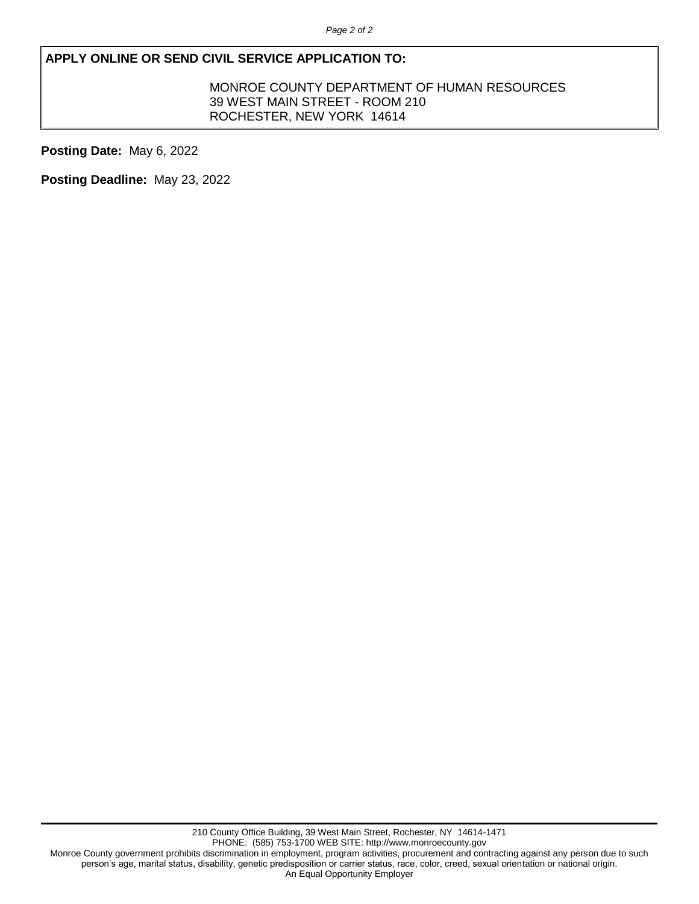**APPLY ONLINE OR SEND CIVIL SERVICE APPLICATION TO:**

MONROE COUNTY DEPARTMENT OF HUMAN RESOURCES
39 WEST MAIN STREET - ROOM 210
ROCHESTER, NEW YORK 14614

**Posting Date:** May 6, 2022

**Posting Deadline:** May 23, 2022

210 County Office Building, 39 West Main Street, Rochester, NY 14614-1471
PHONE: (585) 753-1700 WEB SITE: http://www.monroecounty.gov
Monroe County government prohibits discrimination in employment, program activities, procurement and contracting against any person due to such person's age, marital status, disability, genetic predisposition or carrier status, race, color, creed, sexual orientation or national origin.
An Equal Opportunity Employer